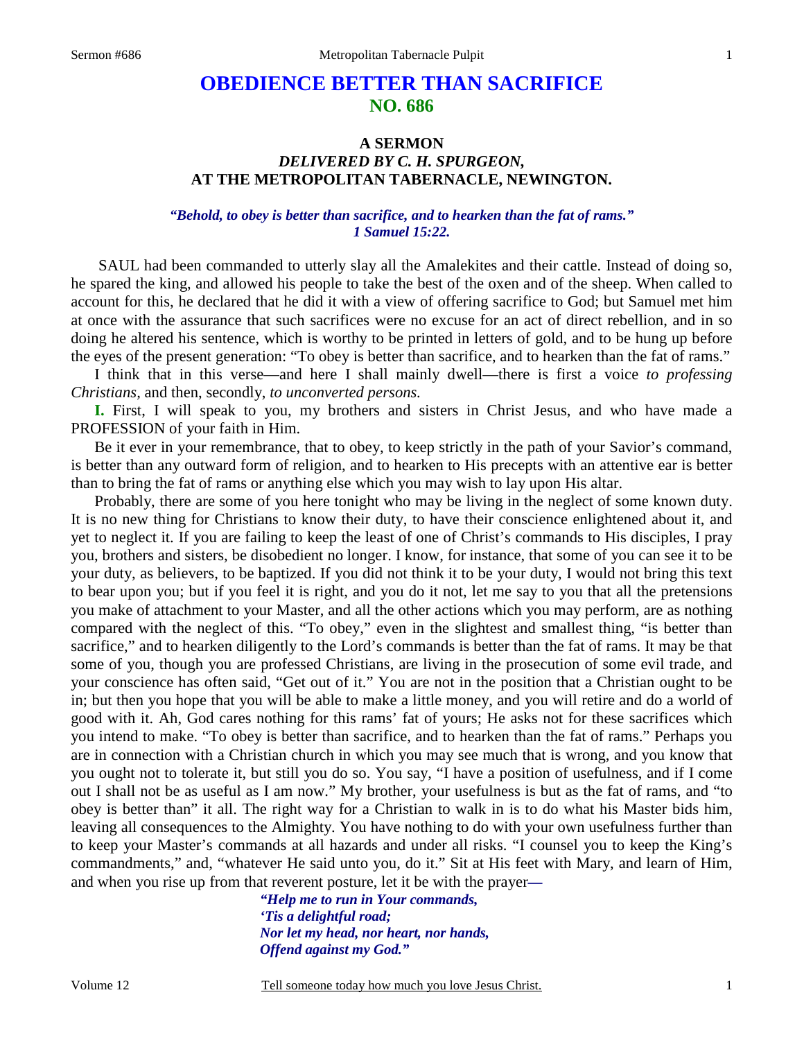# OBEDIENCE BETTER THAN SACRIFICE
## NO. 686

### A SERMON
### *DELIVERED BY C. H. SPURGEON,*
### AT THE METROPOLITAN TABERNACLE, NEWINGTON.

***"Behold, to obey is better than sacrifice, and to hearken than the fat of rams." 1 Samuel 15:22.***

SAUL had been commanded to utterly slay all the Amalekites and their cattle. Instead of doing so, he spared the king, and allowed his people to take the best of the oxen and of the sheep. When called to account for this, he declared that he did it with a view of offering sacrifice to God; but Samuel met him at once with the assurance that such sacrifices were no excuse for an act of direct rebellion, and in so doing he altered his sentence, which is worthy to be printed in letters of gold, and to be hung up before the eyes of the present generation: "To obey is better than sacrifice, and to hearken than the fat of rams."

I think that in this verse—and here I shall mainly dwell—there is first a voice *to professing Christians*, and then, secondly, *to unconverted persons.*

**I.** First, I will speak to you, my brothers and sisters in Christ Jesus, and who have made a PROFESSION of your faith in Him.

Be it ever in your remembrance, that to obey, to keep strictly in the path of your Savior's command, is better than any outward form of religion, and to hearken to His precepts with an attentive ear is better than to bring the fat of rams or anything else which you may wish to lay upon His altar.

Probably, there are some of you here tonight who may be living in the neglect of some known duty. It is no new thing for Christians to know their duty, to have their conscience enlightened about it, and yet to neglect it. If you are failing to keep the least of one of Christ's commands to His disciples, I pray you, brothers and sisters, be disobedient no longer. I know, for instance, that some of you can see it to be your duty, as believers, to be baptized. If you did not think it to be your duty, I would not bring this text to bear upon you; but if you feel it is right, and you do it not, let me say to you that all the pretensions you make of attachment to your Master, and all the other actions which you may perform, are as nothing compared with the neglect of this. "To obey," even in the slightest and smallest thing, "is better than sacrifice," and to hearken diligently to the Lord's commands is better than the fat of rams. It may be that some of you, though you are professed Christians, are living in the prosecution of some evil trade, and your conscience has often said, "Get out of it." You are not in the position that a Christian ought to be in; but then you hope that you will be able to make a little money, and you will retire and do a world of good with it. Ah, God cares nothing for this rams' fat of yours; He asks not for these sacrifices which you intend to make. "To obey is better than sacrifice, and to hearken than the fat of rams." Perhaps you are in connection with a Christian church in which you may see much that is wrong, and you know that you ought not to tolerate it, but still you do so. You say, "I have a position of usefulness, and if I come out I shall not be as useful as I am now." My brother, your usefulness is but as the fat of rams, and "to obey is better than" it all. The right way for a Christian to walk in is to do what his Master bids him, leaving all consequences to the Almighty. You have nothing to do with your own usefulness further than to keep your Master's commands at all hazards and under all risks. "I counsel you to keep the King's commandments," and, "whatever He said unto you, do it." Sit at His feet with Mary, and learn of Him, and when you rise up from that reverent posture, let it be with the prayer**—**

> ***"Help me to run in Your commands,***
> ***'Tis a delightful road;***
> ***Nor let my head, nor heart, nor hands,***
> ***Offend against my God."***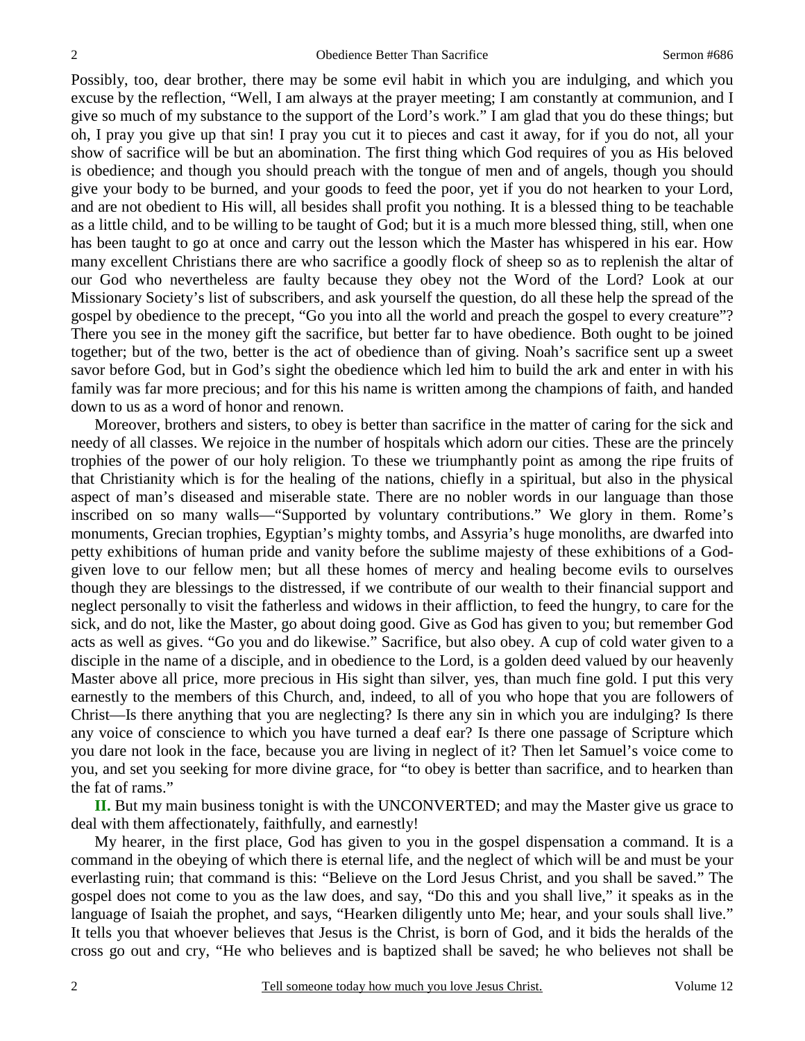Possibly, too, dear brother, there may be some evil habit in which you are indulging, and which you excuse by the reflection, "Well, I am always at the prayer meeting; I am constantly at communion, and I give so much of my substance to the support of the Lord's work." I am glad that you do these things; but oh, I pray you give up that sin! I pray you cut it to pieces and cast it away, for if you do not, all your show of sacrifice will be but an abomination. The first thing which God requires of you as His beloved is obedience; and though you should preach with the tongue of men and of angels, though you should give your body to be burned, and your goods to feed the poor, yet if you do not hearken to your Lord, and are not obedient to His will, all besides shall profit you nothing. It is a blessed thing to be teachable as a little child, and to be willing to be taught of God; but it is a much more blessed thing, still, when one has been taught to go at once and carry out the lesson which the Master has whispered in his ear. How many excellent Christians there are who sacrifice a goodly flock of sheep so as to replenish the altar of our God who nevertheless are faulty because they obey not the Word of the Lord? Look at our Missionary Society's list of subscribers, and ask yourself the question, do all these help the spread of the gospel by obedience to the precept, "Go you into all the world and preach the gospel to every creature"? There you see in the money gift the sacrifice, but better far to have obedience. Both ought to be joined together; but of the two, better is the act of obedience than of giving. Noah's sacrifice sent up a sweet savor before God, but in God's sight the obedience which led him to build the ark and enter in with his family was far more precious; and for this his name is written among the champions of faith, and handed down to us as a word of honor and renown.

Moreover, brothers and sisters, to obey is better than sacrifice in the matter of caring for the sick and needy of all classes. We rejoice in the number of hospitals which adorn our cities. These are the princely trophies of the power of our holy religion. To these we triumphantly point as among the ripe fruits of that Christianity which is for the healing of the nations, chiefly in a spiritual, but also in the physical aspect of man's diseased and miserable state. There are no nobler words in our language than those inscribed on so many walls—"Supported by voluntary contributions." We glory in them. Rome's monuments, Grecian trophies, Egyptian's mighty tombs, and Assyria's huge monoliths, are dwarfed into petty exhibitions of human pride and vanity before the sublime majesty of these exhibitions of a God-given love to our fellow men; but all these homes of mercy and healing become evils to ourselves though they are blessings to the distressed, if we contribute of our wealth to their financial support and neglect personally to visit the fatherless and widows in their affliction, to feed the hungry, to care for the sick, and do not, like the Master, go about doing good. Give as God has given to you; but remember God acts as well as gives. "Go you and do likewise." Sacrifice, but also obey. A cup of cold water given to a disciple in the name of a disciple, and in obedience to the Lord, is a golden deed valued by our heavenly Master above all price, more precious in His sight than silver, yes, than much fine gold. I put this very earnestly to the members of this Church, and, indeed, to all of you who hope that you are followers of Christ—Is there anything that you are neglecting? Is there any sin in which you are indulging? Is there any voice of conscience to which you have turned a deaf ear? Is there one passage of Scripture which you dare not look in the face, because you are living in neglect of it? Then let Samuel's voice come to you, and set you seeking for more divine grace, for "to obey is better than sacrifice, and to hearken than the fat of rams."

**II.** But my main business tonight is with the UNCONVERTED; and may the Master give us grace to deal with them affectionately, faithfully, and earnestly!

My hearer, in the first place, God has given to you in the gospel dispensation a command. It is a command in the obeying of which there is eternal life, and the neglect of which will be and must be your everlasting ruin; that command is this: "Believe on the Lord Jesus Christ, and you shall be saved." The gospel does not come to you as the law does, and say, "Do this and you shall live," it speaks as in the language of Isaiah the prophet, and says, "Hearken diligently unto Me; hear, and your souls shall live." It tells you that whoever believes that Jesus is the Christ, is born of God, and it bids the heralds of the cross go out and cry, "He who believes and is baptized shall be saved; he who believes not shall be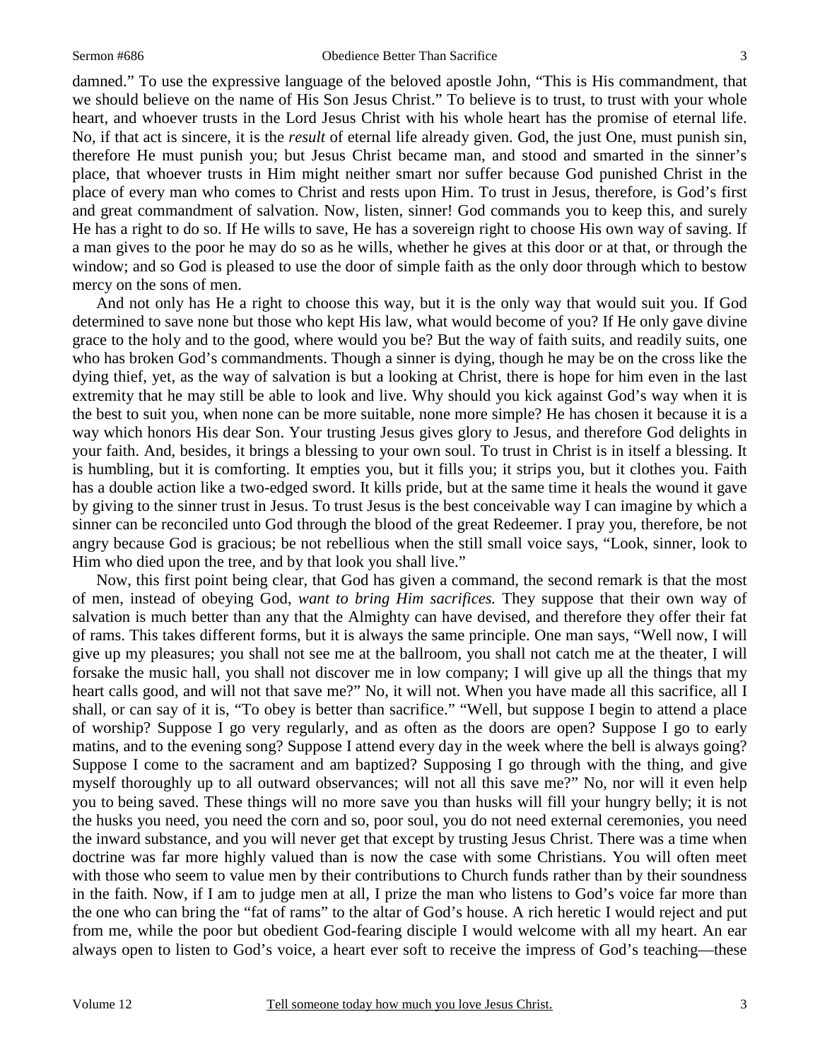damned." To use the expressive language of the beloved apostle John, "This is His commandment, that we should believe on the name of His Son Jesus Christ." To believe is to trust, to trust with your whole heart, and whoever trusts in the Lord Jesus Christ with his whole heart has the promise of eternal life. No, if that act is sincere, it is the *result* of eternal life already given. God, the just One, must punish sin, therefore He must punish you; but Jesus Christ became man, and stood and smarted in the sinner's place, that whoever trusts in Him might neither smart nor suffer because God punished Christ in the place of every man who comes to Christ and rests upon Him. To trust in Jesus, therefore, is God's first and great commandment of salvation. Now, listen, sinner! God commands you to keep this, and surely He has a right to do so. If He wills to save, He has a sovereign right to choose His own way of saving. If a man gives to the poor he may do so as he wills, whether he gives at this door or at that, or through the window; and so God is pleased to use the door of simple faith as the only door through which to bestow mercy on the sons of men.

And not only has He a right to choose this way, but it is the only way that would suit you. If God determined to save none but those who kept His law, what would become of you? If He only gave divine grace to the holy and to the good, where would you be? But the way of faith suits, and readily suits, one who has broken God's commandments. Though a sinner is dying, though he may be on the cross like the dying thief, yet, as the way of salvation is but a looking at Christ, there is hope for him even in the last extremity that he may still be able to look and live. Why should you kick against God's way when it is the best to suit you, when none can be more suitable, none more simple? He has chosen it because it is a way which honors His dear Son. Your trusting Jesus gives glory to Jesus, and therefore God delights in your faith. And, besides, it brings a blessing to your own soul. To trust in Christ is in itself a blessing. It is humbling, but it is comforting. It empties you, but it fills you; it strips you, but it clothes you. Faith has a double action like a two-edged sword. It kills pride, but at the same time it heals the wound it gave by giving to the sinner trust in Jesus. To trust Jesus is the best conceivable way I can imagine by which a sinner can be reconciled unto God through the blood of the great Redeemer. I pray you, therefore, be not angry because God is gracious; be not rebellious when the still small voice says, "Look, sinner, look to Him who died upon the tree, and by that look you shall live."

Now, this first point being clear, that God has given a command, the second remark is that the most of men, instead of obeying God, *want to bring Him sacrifices.* They suppose that their own way of salvation is much better than any that the Almighty can have devised, and therefore they offer their fat of rams. This takes different forms, but it is always the same principle. One man says, "Well now, I will give up my pleasures; you shall not see me at the ballroom, you shall not catch me at the theater, I will forsake the music hall, you shall not discover me in low company; I will give up all the things that my heart calls good, and will not that save me?" No, it will not. When you have made all this sacrifice, all I shall, or can say of it is, "To obey is better than sacrifice." "Well, but suppose I begin to attend a place of worship? Suppose I go very regularly, and as often as the doors are open? Suppose I go to early matins, and to the evening song? Suppose I attend every day in the week where the bell is always going? Suppose I come to the sacrament and am baptized? Supposing I go through with the thing, and give myself thoroughly up to all outward observances; will not all this save me?" No, nor will it even help you to being saved. These things will no more save you than husks will fill your hungry belly; it is not the husks you need, you need the corn and so, poor soul, you do not need external ceremonies, you need the inward substance, and you will never get that except by trusting Jesus Christ. There was a time when doctrine was far more highly valued than is now the case with some Christians. You will often meet with those who seem to value men by their contributions to Church funds rather than by their soundness in the faith. Now, if I am to judge men at all, I prize the man who listens to God's voice far more than the one who can bring the "fat of rams" to the altar of God's house. A rich heretic I would reject and put from me, while the poor but obedient God-fearing disciple I would welcome with all my heart. An ear always open to listen to God's voice, a heart ever soft to receive the impress of God's teaching—these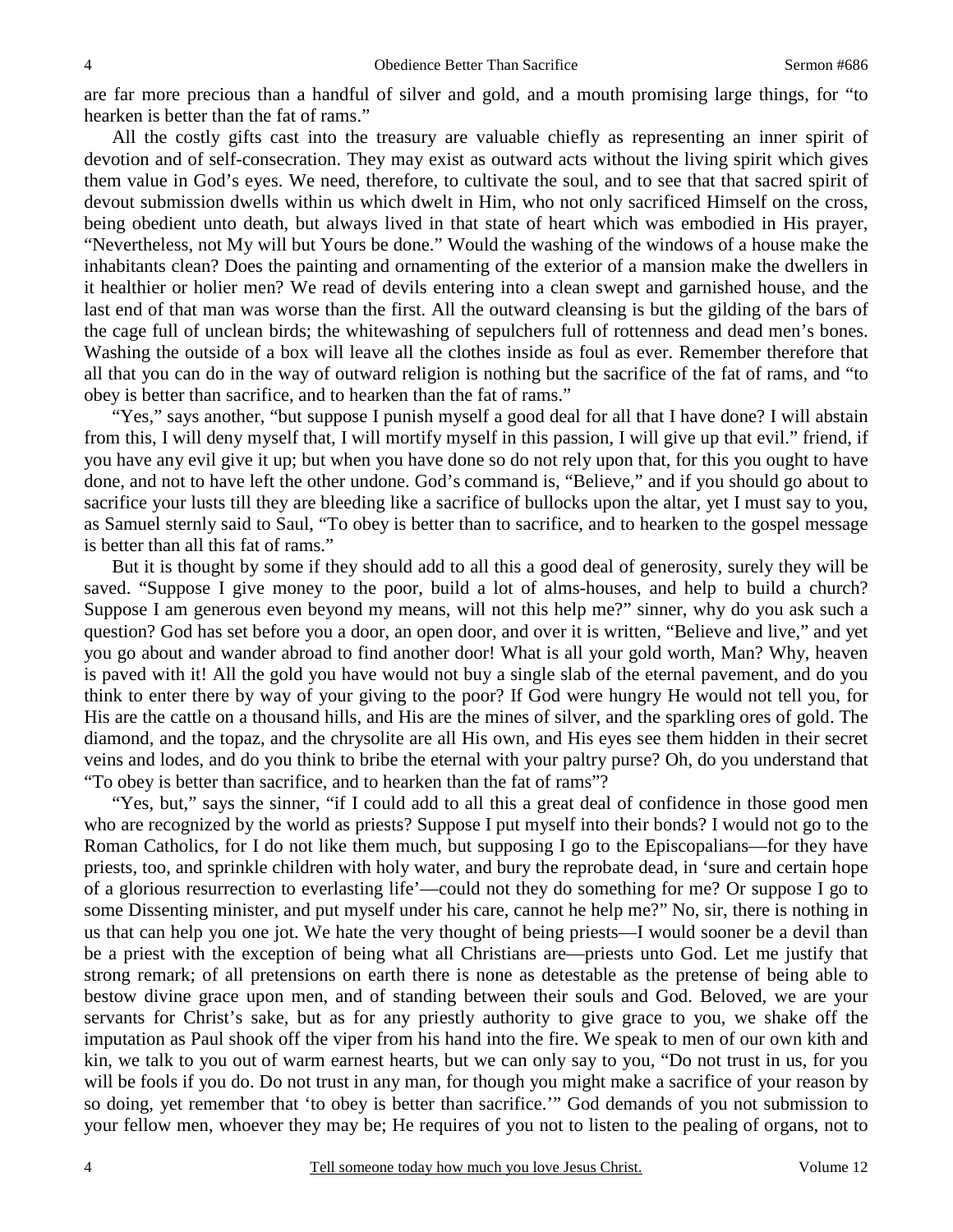are far more precious than a handful of silver and gold, and a mouth promising large things, for "to hearken is better than the fat of rams."

All the costly gifts cast into the treasury are valuable chiefly as representing an inner spirit of devotion and of self-consecration. They may exist as outward acts without the living spirit which gives them value in God's eyes. We need, therefore, to cultivate the soul, and to see that that sacred spirit of devout submission dwells within us which dwelt in Him, who not only sacrificed Himself on the cross, being obedient unto death, but always lived in that state of heart which was embodied in His prayer, "Nevertheless, not My will but Yours be done." Would the washing of the windows of a house make the inhabitants clean? Does the painting and ornamenting of the exterior of a mansion make the dwellers in it healthier or holier men? We read of devils entering into a clean swept and garnished house, and the last end of that man was worse than the first. All the outward cleansing is but the gilding of the bars of the cage full of unclean birds; the whitewashing of sepulchers full of rottenness and dead men's bones. Washing the outside of a box will leave all the clothes inside as foul as ever. Remember therefore that all that you can do in the way of outward religion is nothing but the sacrifice of the fat of rams, and "to obey is better than sacrifice, and to hearken than the fat of rams."

"Yes," says another, "but suppose I punish myself a good deal for all that I have done? I will abstain from this, I will deny myself that, I will mortify myself in this passion, I will give up that evil." friend, if you have any evil give it up; but when you have done so do not rely upon that, for this you ought to have done, and not to have left the other undone. God's command is, "Believe," and if you should go about to sacrifice your lusts till they are bleeding like a sacrifice of bullocks upon the altar, yet I must say to you, as Samuel sternly said to Saul, "To obey is better than to sacrifice, and to hearken to the gospel message is better than all this fat of rams."

But it is thought by some if they should add to all this a good deal of generosity, surely they will be saved. "Suppose I give money to the poor, build a lot of alms-houses, and help to build a church? Suppose I am generous even beyond my means, will not this help me?" sinner, why do you ask such a question? God has set before you a door, an open door, and over it is written, "Believe and live," and yet you go about and wander abroad to find another door! What is all your gold worth, Man? Why, heaven is paved with it! All the gold you have would not buy a single slab of the eternal pavement, and do you think to enter there by way of your giving to the poor? If God were hungry He would not tell you, for His are the cattle on a thousand hills, and His are the mines of silver, and the sparkling ores of gold. The diamond, and the topaz, and the chrysolite are all His own, and His eyes see them hidden in their secret veins and lodes, and do you think to bribe the eternal with your paltry purse? Oh, do you understand that "To obey is better than sacrifice, and to hearken than the fat of rams"?

"Yes, but," says the sinner, "if I could add to all this a great deal of confidence in those good men who are recognized by the world as priests? Suppose I put myself into their bonds? I would not go to the Roman Catholics, for I do not like them much, but supposing I go to the Episcopalians—for they have priests, too, and sprinkle children with holy water, and bury the reprobate dead, in 'sure and certain hope of a glorious resurrection to everlasting life'—could not they do something for me? Or suppose I go to some Dissenting minister, and put myself under his care, cannot he help me?" No, sir, there is nothing in us that can help you one jot. We hate the very thought of being priests—I would sooner be a devil than be a priest with the exception of being what all Christians are—priests unto God. Let me justify that strong remark; of all pretensions on earth there is none as detestable as the pretense of being able to bestow divine grace upon men, and of standing between their souls and God. Beloved, we are your servants for Christ's sake, but as for any priestly authority to give grace to you, we shake off the imputation as Paul shook off the viper from his hand into the fire. We speak to men of our own kith and kin, we talk to you out of warm earnest hearts, but we can only say to you, "Do not trust in us, for you will be fools if you do. Do not trust in any man, for though you might make a sacrifice of your reason by so doing, yet remember that 'to obey is better than sacrifice.'" God demands of you not submission to your fellow men, whoever they may be; He requires of you not to listen to the pealing of organs, not to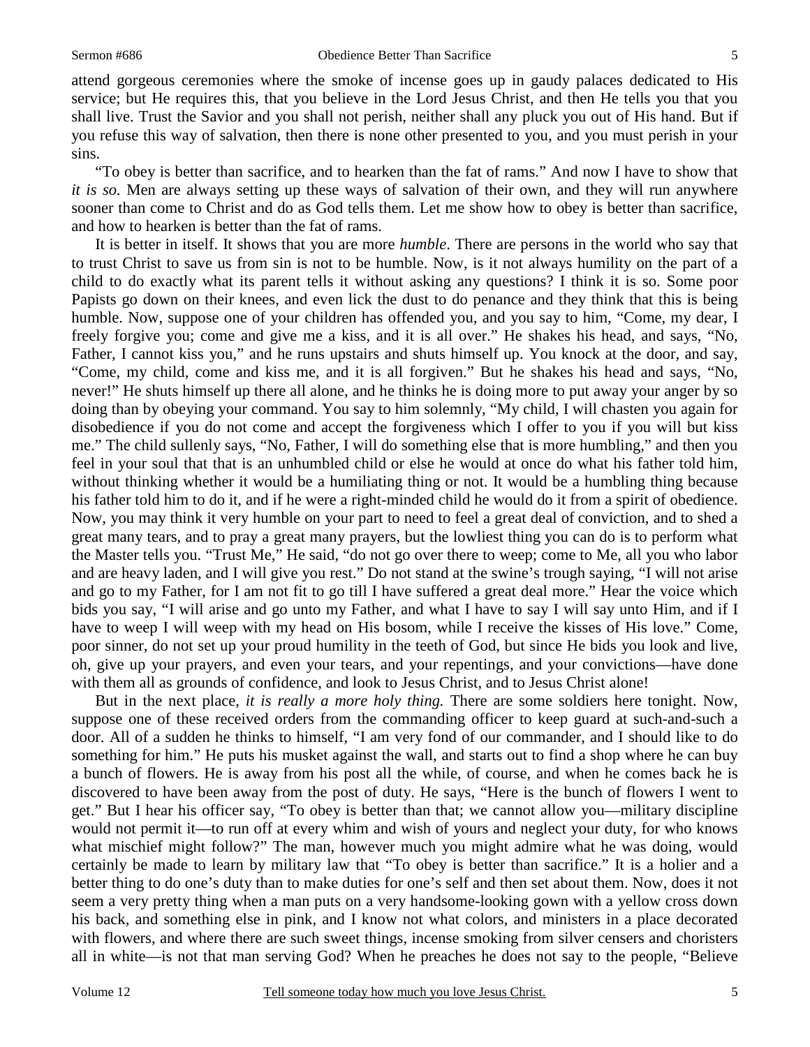attend gorgeous ceremonies where the smoke of incense goes up in gaudy palaces dedicated to His service; but He requires this, that you believe in the Lord Jesus Christ, and then He tells you that you shall live. Trust the Savior and you shall not perish, neither shall any pluck you out of His hand. But if you refuse this way of salvation, then there is none other presented to you, and you must perish in your sins.

"To obey is better than sacrifice, and to hearken than the fat of rams." And now I have to show that *it is so.* Men are always setting up these ways of salvation of their own, and they will run anywhere sooner than come to Christ and do as God tells them. Let me show how to obey is better than sacrifice, and how to hearken is better than the fat of rams.

It is better in itself. It shows that you are more *humble*. There are persons in the world who say that to trust Christ to save us from sin is not to be humble. Now, is it not always humility on the part of a child to do exactly what its parent tells it without asking any questions? I think it is so. Some poor Papists go down on their knees, and even lick the dust to do penance and they think that this is being humble. Now, suppose one of your children has offended you, and you say to him, "Come, my dear, I freely forgive you; come and give me a kiss, and it is all over." He shakes his head, and says, "No, Father, I cannot kiss you," and he runs upstairs and shuts himself up. You knock at the door, and say, "Come, my child, come and kiss me, and it is all forgiven." But he shakes his head and says, "No, never!" He shuts himself up there all alone, and he thinks he is doing more to put away your anger by so doing than by obeying your command. You say to him solemnly, "My child, I will chasten you again for disobedience if you do not come and accept the forgiveness which I offer to you if you will but kiss me." The child sullenly says, "No, Father, I will do something else that is more humbling," and then you feel in your soul that that is an unhumbled child or else he would at once do what his father told him, without thinking whether it would be a humiliating thing or not. It would be a humbling thing because his father told him to do it, and if he were a right-minded child he would do it from a spirit of obedience. Now, you may think it very humble on your part to need to feel a great deal of conviction, and to shed a great many tears, and to pray a great many prayers, but the lowliest thing you can do is to perform what the Master tells you. "Trust Me," He said, "do not go over there to weep; come to Me, all you who labor and are heavy laden, and I will give you rest." Do not stand at the swine's trough saying, "I will not arise and go to my Father, for I am not fit to go till I have suffered a great deal more." Hear the voice which bids you say, "I will arise and go unto my Father, and what I have to say I will say unto Him, and if I have to weep I will weep with my head on His bosom, while I receive the kisses of His love." Come, poor sinner, do not set up your proud humility in the teeth of God, but since He bids you look and live, oh, give up your prayers, and even your tears, and your repentings, and your convictions—have done with them all as grounds of confidence, and look to Jesus Christ, and to Jesus Christ alone!

But in the next place, *it is really a more holy thing.* There are some soldiers here tonight. Now, suppose one of these received orders from the commanding officer to keep guard at such-and-such a door. All of a sudden he thinks to himself, "I am very fond of our commander, and I should like to do something for him." He puts his musket against the wall, and starts out to find a shop where he can buy a bunch of flowers. He is away from his post all the while, of course, and when he comes back he is discovered to have been away from the post of duty. He says, "Here is the bunch of flowers I went to get." But I hear his officer say, "To obey is better than that; we cannot allow you—military discipline would not permit it—to run off at every whim and wish of yours and neglect your duty, for who knows what mischief might follow?" The man, however much you might admire what he was doing, would certainly be made to learn by military law that "To obey is better than sacrifice." It is a holier and a better thing to do one's duty than to make duties for one's self and then set about them. Now, does it not seem a very pretty thing when a man puts on a very handsome-looking gown with a yellow cross down his back, and something else in pink, and I know not what colors, and ministers in a place decorated with flowers, and where there are such sweet things, incense smoking from silver censers and choristers all in white—is not that man serving God? When he preaches he does not say to the people, "Believe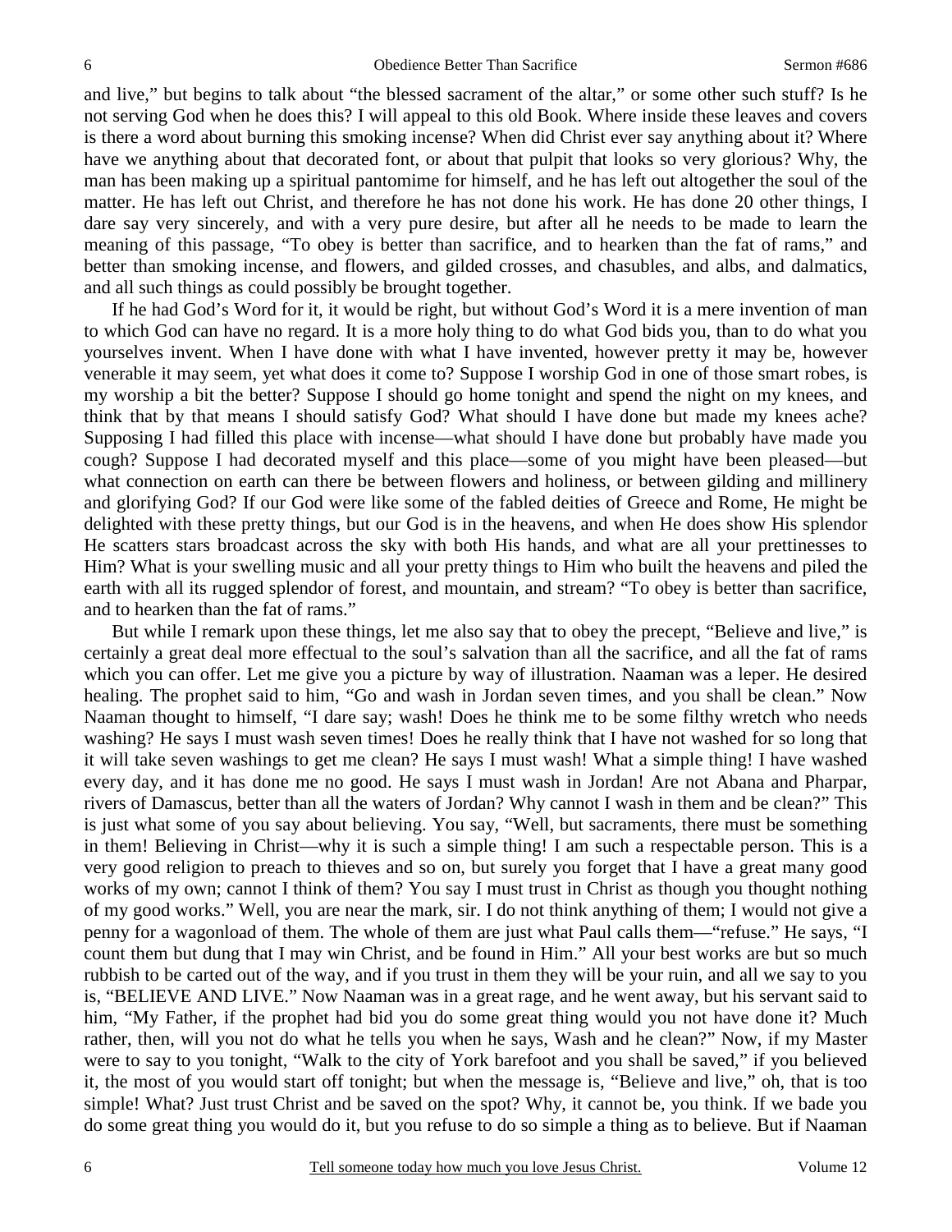and live," but begins to talk about "the blessed sacrament of the altar," or some other such stuff? Is he not serving God when he does this? I will appeal to this old Book. Where inside these leaves and covers is there a word about burning this smoking incense? When did Christ ever say anything about it? Where have we anything about that decorated font, or about that pulpit that looks so very glorious? Why, the man has been making up a spiritual pantomime for himself, and he has left out altogether the soul of the matter. He has left out Christ, and therefore he has not done his work. He has done 20 other things, I dare say very sincerely, and with a very pure desire, but after all he needs to be made to learn the meaning of this passage, "To obey is better than sacrifice, and to hearken than the fat of rams," and better than smoking incense, and flowers, and gilded crosses, and chasubles, and albs, and dalmatics, and all such things as could possibly be brought together.

If he had God's Word for it, it would be right, but without God's Word it is a mere invention of man to which God can have no regard. It is a more holy thing to do what God bids you, than to do what you yourselves invent. When I have done with what I have invented, however pretty it may be, however venerable it may seem, yet what does it come to? Suppose I worship God in one of those smart robes, is my worship a bit the better? Suppose I should go home tonight and spend the night on my knees, and think that by that means I should satisfy God? What should I have done but made my knees ache? Supposing I had filled this place with incense—what should I have done but probably have made you cough? Suppose I had decorated myself and this place—some of you might have been pleased—but what connection on earth can there be between flowers and holiness, or between gilding and millinery and glorifying God? If our God were like some of the fabled deities of Greece and Rome, He might be delighted with these pretty things, but our God is in the heavens, and when He does show His splendor He scatters stars broadcast across the sky with both His hands, and what are all your prettinesses to Him? What is your swelling music and all your pretty things to Him who built the heavens and piled the earth with all its rugged splendor of forest, and mountain, and stream? "To obey is better than sacrifice, and to hearken than the fat of rams."

But while I remark upon these things, let me also say that to obey the precept, "Believe and live," is certainly a great deal more effectual to the soul's salvation than all the sacrifice, and all the fat of rams which you can offer. Let me give you a picture by way of illustration. Naaman was a leper. He desired healing. The prophet said to him, "Go and wash in Jordan seven times, and you shall be clean." Now Naaman thought to himself, "I dare say; wash! Does he think me to be some filthy wretch who needs washing? He says I must wash seven times! Does he really think that I have not washed for so long that it will take seven washings to get me clean? He says I must wash! What a simple thing! I have washed every day, and it has done me no good. He says I must wash in Jordan! Are not Abana and Pharpar, rivers of Damascus, better than all the waters of Jordan? Why cannot I wash in them and be clean?" This is just what some of you say about believing. You say, "Well, but sacraments, there must be something in them! Believing in Christ—why it is such a simple thing! I am such a respectable person. This is a very good religion to preach to thieves and so on, but surely you forget that I have a great many good works of my own; cannot I think of them? You say I must trust in Christ as though you thought nothing of my good works." Well, you are near the mark, sir. I do not think anything of them; I would not give a penny for a wagonload of them. The whole of them are just what Paul calls them—"refuse." He says, "I count them but dung that I may win Christ, and be found in Him." All your best works are but so much rubbish to be carted out of the way, and if you trust in them they will be your ruin, and all we say to you is, "BELIEVE AND LIVE." Now Naaman was in a great rage, and he went away, but his servant said to him, "My Father, if the prophet had bid you do some great thing would you not have done it? Much rather, then, will you not do what he tells you when he says, Wash and he clean?" Now, if my Master were to say to you tonight, "Walk to the city of York barefoot and you shall be saved," if you believed it, the most of you would start off tonight; but when the message is, "Believe and live," oh, that is too simple! What? Just trust Christ and be saved on the spot? Why, it cannot be, you think. If we bade you do some great thing you would do it, but you refuse to do so simple a thing as to believe. But if Naaman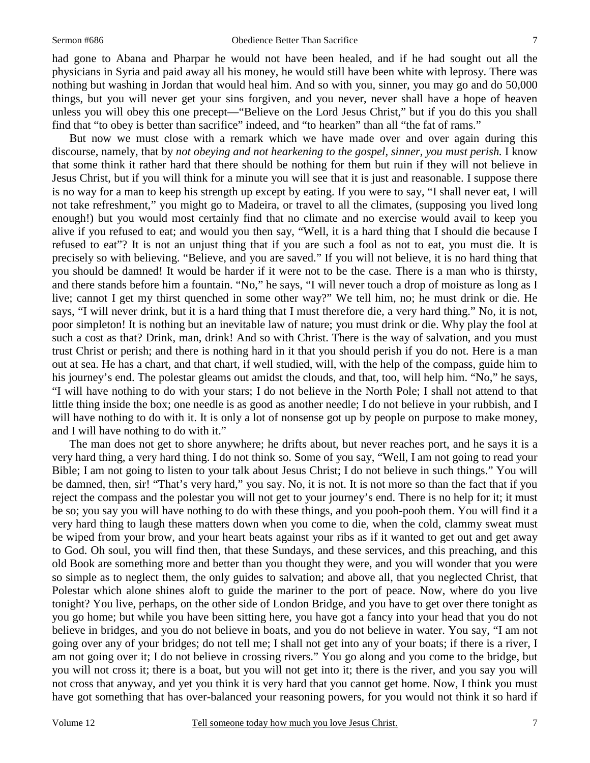had gone to Abana and Pharpar he would not have been healed, and if he had sought out all the physicians in Syria and paid away all his money, he would still have been white with leprosy. There was nothing but washing in Jordan that would heal him. And so with you, sinner, you may go and do 50,000 things, but you will never get your sins forgiven, and you never, never shall have a hope of heaven unless you will obey this one precept—"Believe on the Lord Jesus Christ," but if you do this you shall find that "to obey is better than sacrifice" indeed, and "to hearken" than all "the fat of rams."

But now we must close with a remark which we have made over and over again during this discourse, namely, that by *not obeying and not hearkening to the gospel, sinner, you must perish.* I know that some think it rather hard that there should be nothing for them but ruin if they will not believe in Jesus Christ, but if you will think for a minute you will see that it is just and reasonable. I suppose there is no way for a man to keep his strength up except by eating. If you were to say, "I shall never eat, I will not take refreshment," you might go to Madeira, or travel to all the climates, (supposing you lived long enough!) but you would most certainly find that no climate and no exercise would avail to keep you alive if you refused to eat; and would you then say, "Well, it is a hard thing that I should die because I refused to eat"? It is not an unjust thing that if you are such a fool as not to eat, you must die. It is precisely so with believing. "Believe, and you are saved." If you will not believe, it is no hard thing that you should be damned! It would be harder if it were not to be the case. There is a man who is thirsty, and there stands before him a fountain. "No," he says, "I will never touch a drop of moisture as long as I live; cannot I get my thirst quenched in some other way?" We tell him, no; he must drink or die. He says, "I will never drink, but it is a hard thing that I must therefore die, a very hard thing." No, it is not, poor simpleton! It is nothing but an inevitable law of nature; you must drink or die. Why play the fool at such a cost as that? Drink, man, drink! And so with Christ. There is the way of salvation, and you must trust Christ or perish; and there is nothing hard in it that you should perish if you do not. Here is a man out at sea. He has a chart, and that chart, if well studied, will, with the help of the compass, guide him to his journey's end. The polestar gleams out amidst the clouds, and that, too, will help him. "No," he says, "I will have nothing to do with your stars; I do not believe in the North Pole; I shall not attend to that little thing inside the box; one needle is as good as another needle; I do not believe in your rubbish, and I will have nothing to do with it. It is only a lot of nonsense got up by people on purpose to make money, and I will have nothing to do with it."

The man does not get to shore anywhere; he drifts about, but never reaches port, and he says it is a very hard thing, a very hard thing. I do not think so. Some of you say, "Well, I am not going to read your Bible; I am not going to listen to your talk about Jesus Christ; I do not believe in such things." You will be damned, then, sir! "That's very hard," you say. No, it is not. It is not more so than the fact that if you reject the compass and the polestar you will not get to your journey's end. There is no help for it; it must be so; you say you will have nothing to do with these things, and you pooh-pooh them. You will find it a very hard thing to laugh these matters down when you come to die, when the cold, clammy sweat must be wiped from your brow, and your heart beats against your ribs as if it wanted to get out and get away to God. Oh soul, you will find then, that these Sundays, and these services, and this preaching, and this old Book are something more and better than you thought they were, and you will wonder that you were so simple as to neglect them, the only guides to salvation; and above all, that you neglected Christ, that Polestar which alone shines aloft to guide the mariner to the port of peace. Now, where do you live tonight? You live, perhaps, on the other side of London Bridge, and you have to get over there tonight as you go home; but while you have been sitting here, you have got a fancy into your head that you do not believe in bridges, and you do not believe in boats, and you do not believe in water. You say, "I am not going over any of your bridges; do not tell me; I shall not get into any of your boats; if there is a river, I am not going over it; I do not believe in crossing rivers." You go along and you come to the bridge, but you will not cross it; there is a boat, but you will not get into it; there is the river, and you say you will not cross that anyway, and yet you think it is very hard that you cannot get home. Now, I think you must have got something that has over-balanced your reasoning powers, for you would not think it so hard if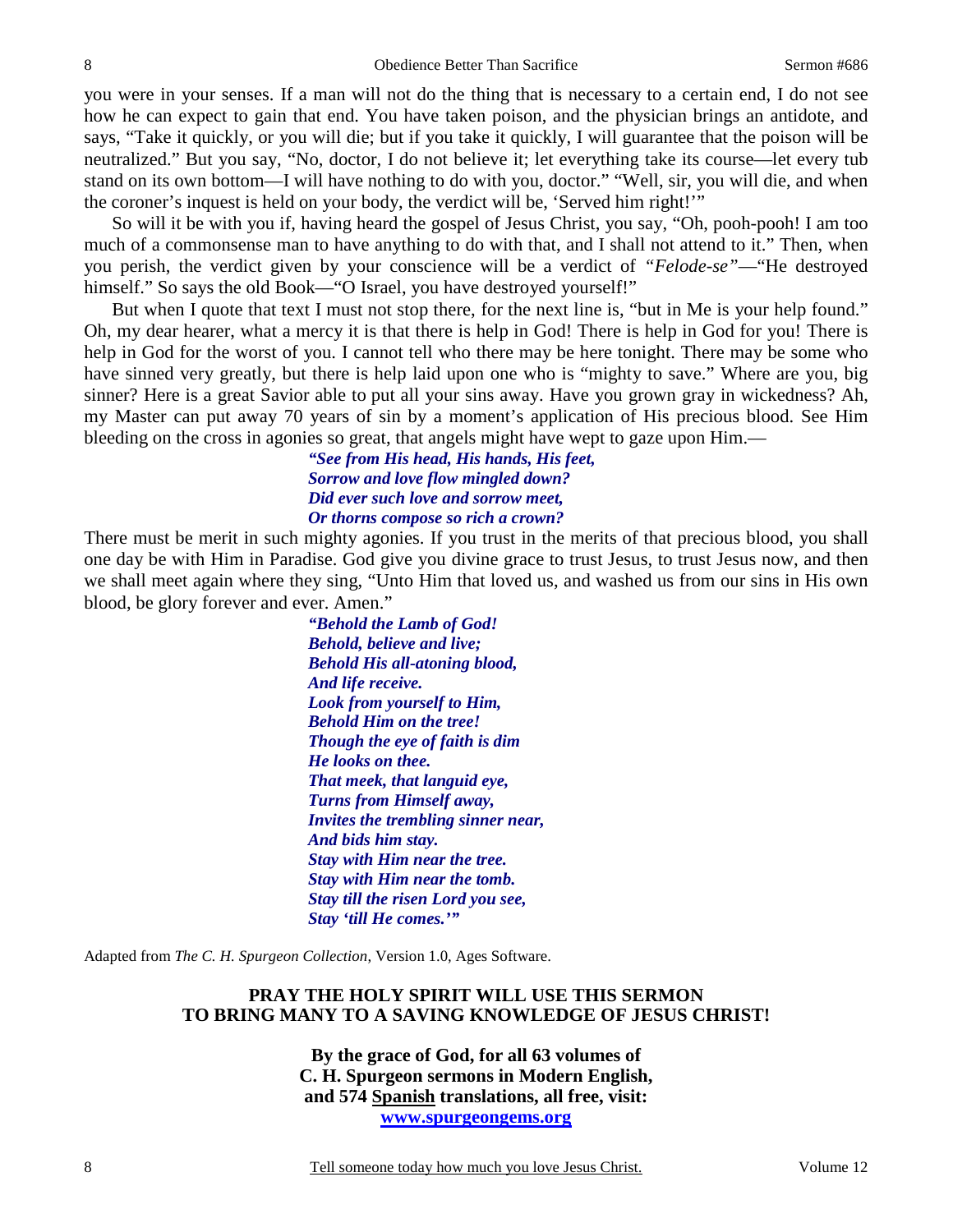you were in your senses. If a man will not do the thing that is necessary to a certain end, I do not see how he can expect to gain that end. You have taken poison, and the physician brings an antidote, and says, "Take it quickly, or you will die; but if you take it quickly, I will guarantee that the poison will be neutralized." But you say, "No, doctor, I do not believe it; let everything take its course—let every tub stand on its own bottom—I will have nothing to do with you, doctor." "Well, sir, you will die, and when the coroner's inquest is held on your body, the verdict will be, 'Served him right!'"

So will it be with you if, having heard the gospel of Jesus Christ, you say, "Oh, pooh-pooh! I am too much of a commonsense man to have anything to do with that, and I shall not attend to it." Then, when you perish, the verdict given by your conscience will be a verdict of *"Felode-se"*—"He destroyed himself." So says the old Book—"O Israel, you have destroyed yourself!"

But when I quote that text I must not stop there, for the next line is, "but in Me is your help found." Oh, my dear hearer, what a mercy it is that there is help in God! There is help in God for you! There is help in God for the worst of you. I cannot tell who there may be here tonight. There may be some who have sinned very greatly, but there is help laid upon one who is "mighty to save." Where are you, big sinner? Here is a great Savior able to put all your sins away. Have you grown gray in wickedness? Ah, my Master can put away 70 years of sin by a moment's application of His precious blood. See Him bleeding on the cross in agonies so great, that angels might have wept to gaze upon Him.—

> ***"See from His head, His hands, His feet,***
> ***Sorrow and love flow mingled down?***
> ***Did ever such love and sorrow meet,***
> ***Or thorns compose so rich a crown?***

There must be merit in such mighty agonies. If you trust in the merits of that precious blood, you shall one day be with Him in Paradise. God give you divine grace to trust Jesus, to trust Jesus now, and then we shall meet again where they sing, "Unto Him that loved us, and washed us from our sins in His own blood, be glory forever and ever. Amen."

> ***"Behold the Lamb of God!***
> ***Behold, believe and live;***
> ***Behold His all-atoning blood,***
> ***And life receive.***
> ***Look from yourself to Him,***
> ***Behold Him on the tree!***
> ***Though the eye of faith is dim***
> ***He looks on thee.***
> ***That meek, that languid eye,***
> ***Turns from Himself away,***
> ***Invites the trembling sinner near,***
> ***And bids him stay.***
> ***Stay with Him near the tree.***
> ***Stay with Him near the tomb.***
> ***Stay till the risen Lord you see,***
> ***Stay 'till He comes.'"***

Adapted from *The C. H. Spurgeon Collection,* Version 1.0, Ages Software.

**PRAY THE HOLY SPIRIT WILL USE THIS SERMON TO BRING MANY TO A SAVING KNOWLEDGE OF JESUS CHRIST!**

**By the grace of God, for all 63 volumes of C. H. Spurgeon sermons in Modern English, and 574 Spanish translations, all free, visit: www.spurgeongems.org**

Tell someone today how much you love Jesus Christ.